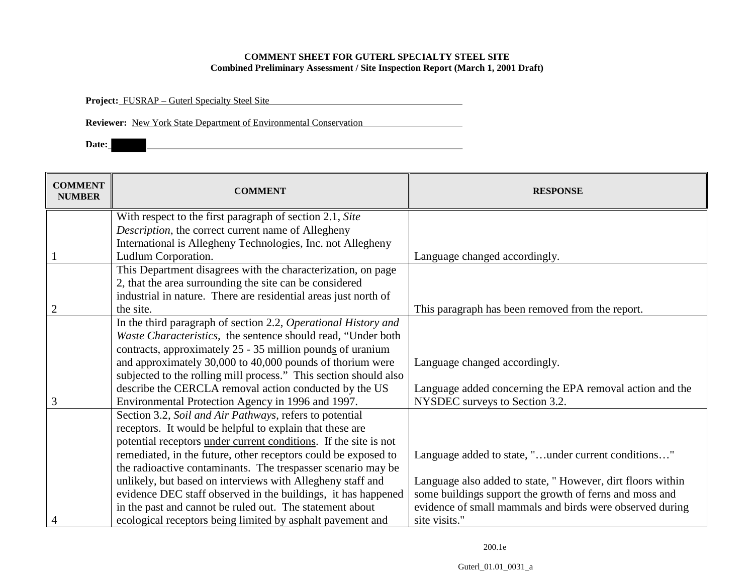**COMMENT SHEET FOR GUTERL SPECIALTY STEEL SITE**
**Combined Preliminary Assessment / Site Inspection Report (March 1, 2001 Draft)**

**Project:** FUSRAP – Guterl Specialty Steel Site

**Reviewer:** New York State Department of Environmental Conservation

**Date:** ██████

| COMMENT NUMBER | COMMENT | RESPONSE |
|---|---|---|
| 1 | With respect to the first paragraph of section 2.1, *Site Description*, the correct current name of Allegheny International is Allegheny Technologies, Inc. not Allegheny Ludlum Corporation. | Language changed accordingly. |
| 2 | This Department disagrees with the characterization, on page 2, that the area surrounding the site can be considered industrial in nature. There are residential areas just north of the site. | This paragraph has been removed from the report. |
| 3 | In the third paragraph of section 2.2, *Operational History and Waste Characteristics*, the sentence should read, "Under both contracts, approximately 25 - 35 million pound<u>s</u> of uranium and approximately 30,000 to 40,000 pounds of thorium were subjected to the rolling mill process." This section should also describe the CERCLA removal action conducted by the US Environmental Protection Agency in 1996 and 1997. | Language changed accordingly.<br><br>Language added concerning the EPA removal action and the NYSDEC surveys to Section 3.2. |
| 4 | Section 3.2, *Soil and Air Pathways*, refers to potential receptors. It would be helpful to explain that these are potential receptors <u>under current conditions</u>. If the site is not remediated, in the future, other receptors could be exposed to the radioactive contaminants. The trespasser scenario may be unlikely, but based on interviews with Allegheny staff and evidence DEC staff observed in the buildings, it has happened in the past and cannot be ruled out. The statement about ecological receptors being limited by asphalt pavement and | Language added to state, "…under current conditions…"<br><br>Language also added to state, " However, dirt floors within some buildings support the growth of ferns and moss and evidence of small mammals and birds were observed during site visits." |

200.1e

Guterl_01.01_0031_a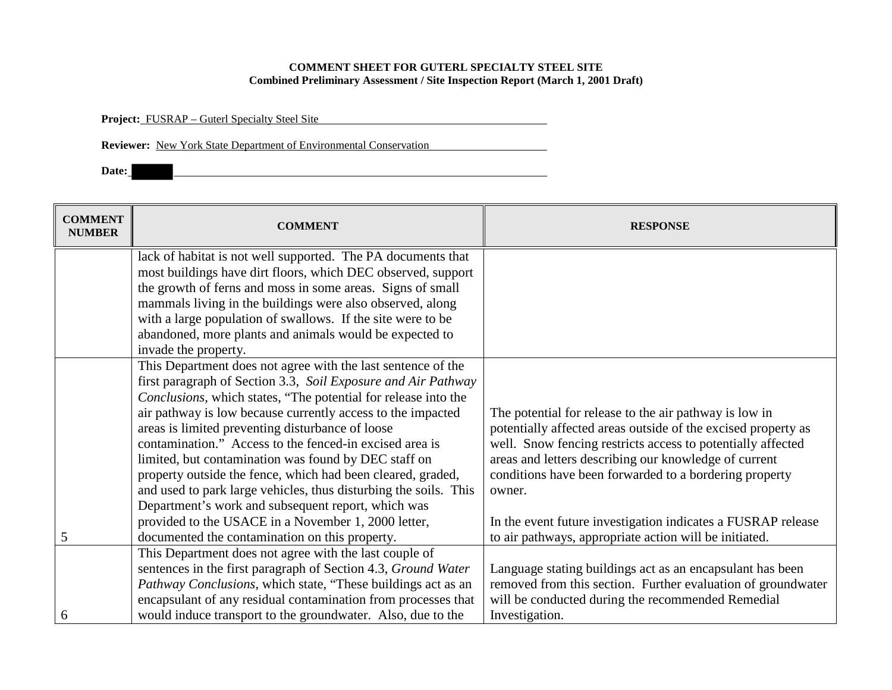**COMMENT SHEET FOR GUTERL SPECIALTY STEEL SITE**
**Combined Preliminary Assessment / Site Inspection Report (March 1, 2001 Draft)**

**Project:** FUSRAP – Guterl Specialty Steel Site

**Reviewer:** New York State Department of Environmental Conservation

**Date:**

| COMMENT NUMBER | COMMENT | RESPONSE |
|---|---|---|
| | lack of habitat is not well supported. The PA documents that most buildings have dirt floors, which DEC observed, support the growth of ferns and moss in some areas. Signs of small mammals living in the buildings were also observed, along with a large population of swallows. If the site were to be abandoned, more plants and animals would be expected to invade the property. | |
| 5 | This Department does not agree with the last sentence of the first paragraph of Section 3.3, *Soil Exposure and Air Pathway Conclusions*, which states, "The potential for release into the air pathway is low because currently access to the impacted areas is limited preventing disturbance of loose contamination." Access to the fenced-in excised area is limited, but contamination was found by DEC staff on property outside the fence, which had been cleared, graded, and used to park large vehicles, thus disturbing the soils. This Department's work and subsequent report, which was provided to the USACE in a November 1, 2000 letter, documented the contamination on this property. | The potential for release to the air pathway is low in potentially affected areas outside of the excised property as well. Snow fencing restricts access to potentially affected areas and letters describing our knowledge of current conditions have been forwarded to a bordering property owner.<br><br>In the event future investigation indicates a FUSRAP release to air pathways, appropriate action will be initiated. |
| 6 | This Department does not agree with the last couple of sentences in the first paragraph of Section 4.3, *Ground Water Pathway Conclusions*, which state, "These buildings act as an encapsulant of any residual contamination from processes that would induce transport to the groundwater. Also, due to the | Language stating buildings act as an encapsulant has been removed from this section. Further evaluation of groundwater will be conducted during the recommended Remedial Investigation. |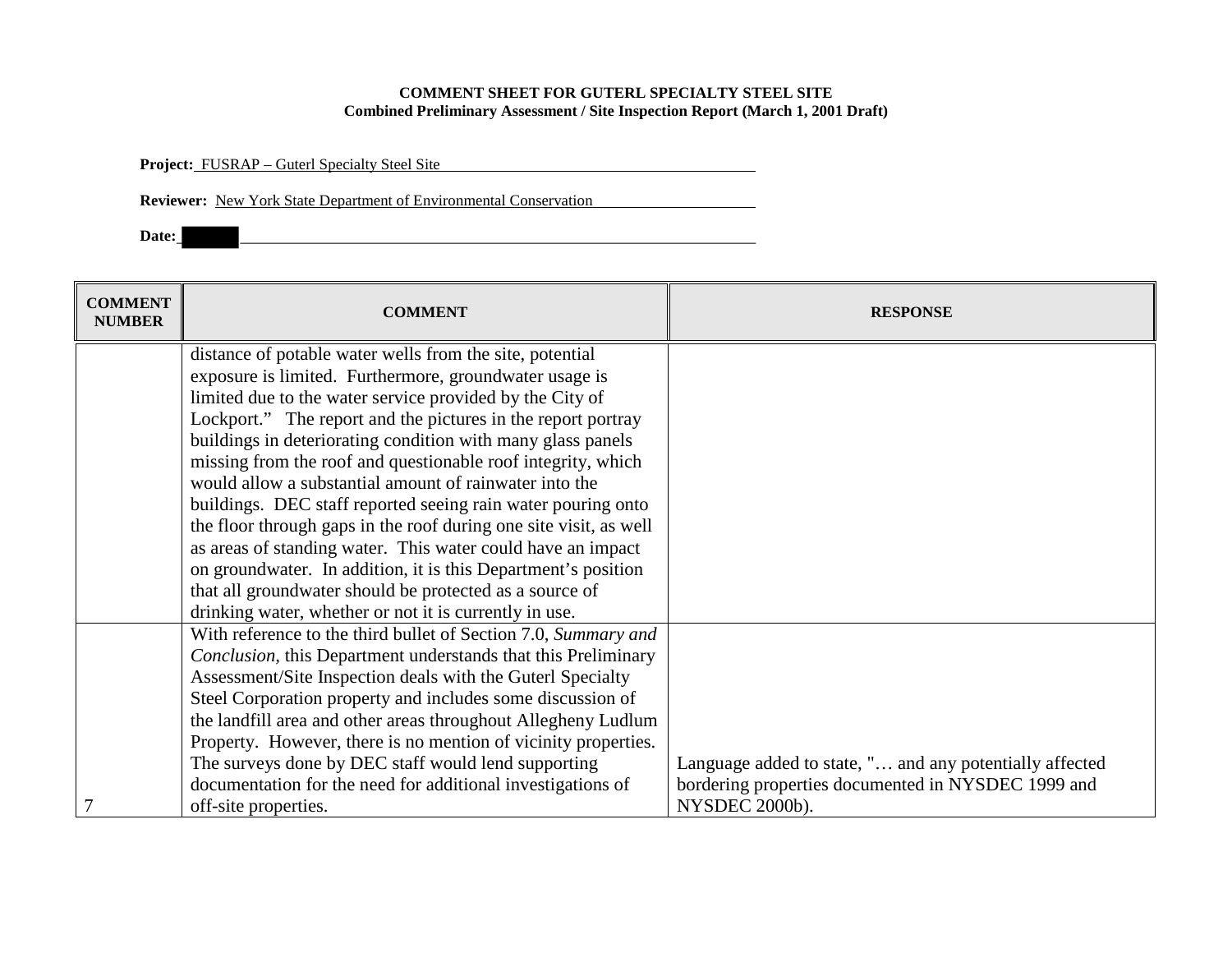**COMMENT SHEET FOR GUTERL SPECIALTY STEEL SITE**
**Combined Preliminary Assessment / Site Inspection Report (March 1, 2001 Draft)**

**Project:** FUSRAP – Guterl Specialty Steel Site

**Reviewer:** New York State Department of Environmental Conservation

**Date:** ██████

| COMMENT NUMBER | COMMENT | RESPONSE |
|---|---|---|
| | distance of potable water wells from the site, potential exposure is limited. Furthermore, groundwater usage is limited due to the water service provided by the City of Lockport." The report and the pictures in the report portray buildings in deteriorating condition with many glass panels missing from the roof and questionable roof integrity, which would allow a substantial amount of rainwater into the buildings. DEC staff reported seeing rain water pouring onto the floor through gaps in the roof during one site visit, as well as areas of standing water. This water could have an impact on groundwater. In addition, it is this Department's position that all groundwater should be protected as a source of drinking water, whether or not it is currently in use. | |
| 7 | With reference to the third bullet of Section 7.0, *Summary and Conclusion*, this Department understands that this Preliminary Assessment/Site Inspection deals with the Guterl Specialty Steel Corporation property and includes some discussion of the landfill area and other areas throughout Allegheny Ludlum Property. However, there is no mention of vicinity properties. The surveys done by DEC staff would lend supporting documentation for the need for additional investigations of off-site properties. | Language added to state, "… and any potentially affected bordering properties documented in NYSDEC 1999 and NYSDEC 2000b). |